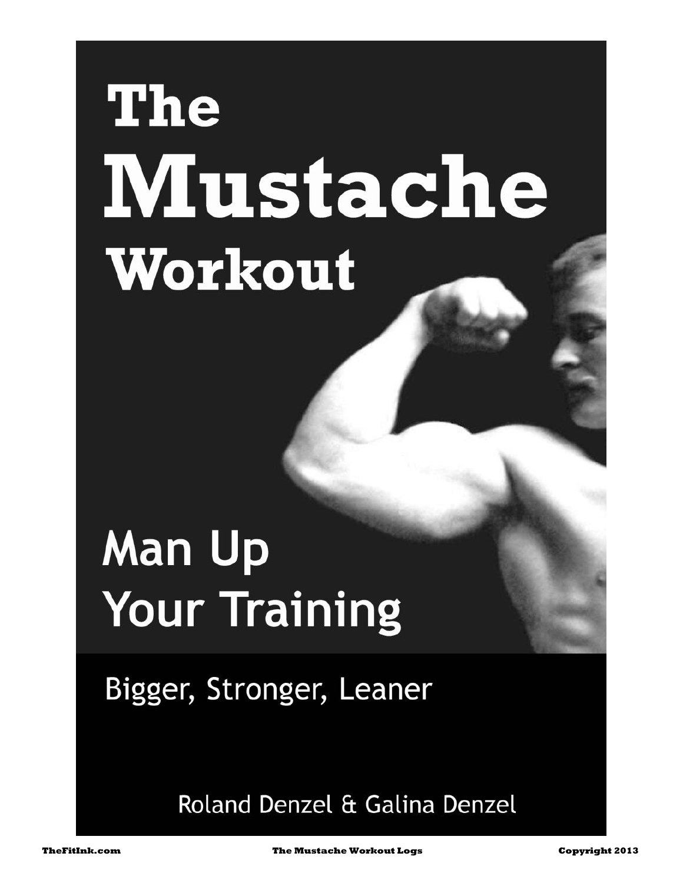# The Mustache Workout

## Man Up Your Training

Bigger, Stronger, Leaner

Roland Denzel & Galina Denzel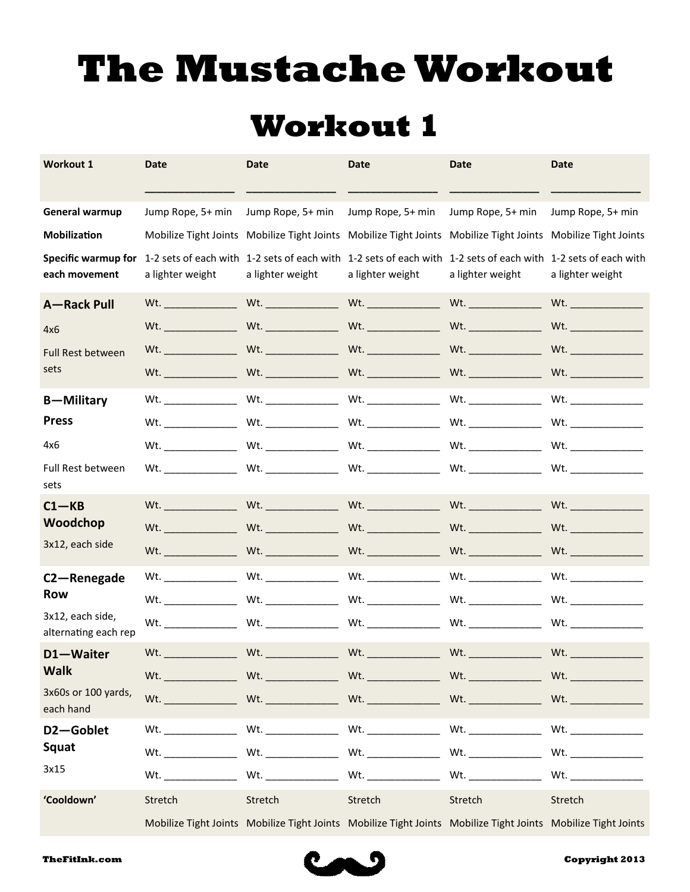# The Mustache Workout

## Workout 1

| Workout 1 | Date _______________ | Date _______________ | Date _______________ | Date _______________ | Date _______________ |
|---|---|---|---|---|---|
| **General warmup** | Jump Rope, 5+ min | Jump Rope, 5+ min | Jump Rope, 5+ min | Jump Rope, 5+ min | Jump Rope, 5+ min |
| **Mobilization** | Mobilize Tight Joints | Mobilize Tight Joints | Mobilize Tight Joints | Mobilize Tight Joints | Mobilize Tight Joints |
| **Specific warmup for each movement** | 1-2 sets of each with a lighter weight | 1-2 sets of each with a lighter weight | 1-2 sets of each with a lighter weight | 1-2 sets of each with a lighter weight | 1-2 sets of each with a lighter weight |
| **A—Rack Pull** | Wt. _____________ | Wt. _____________ | Wt. _____________ | Wt. _____________ | Wt. _____________ |
| 4x6 | Wt. _____________ | Wt. _____________ | Wt. _____________ | Wt. _____________ | Wt. _____________ |
| Full Rest between sets | Wt. _____________ | Wt. _____________ | Wt. _____________ | Wt. _____________ | Wt. _____________ |
| | Wt. _____________ | Wt. _____________ | Wt. _____________ | Wt. _____________ | Wt. _____________ |
| **B—Military Press** | Wt. _____________ | Wt. _____________ | Wt. _____________ | Wt. _____________ | Wt. _____________ |
| | Wt. _____________ | Wt. _____________ | Wt. _____________ | Wt. _____________ | Wt. _____________ |
| 4x6 | Wt. _____________ | Wt. _____________ | Wt. _____________ | Wt. _____________ | Wt. _____________ |
| Full Rest between sets | Wt. _____________ | Wt. _____________ | Wt. _____________ | Wt. _____________ | Wt. _____________ |
| **C1—KB Woodchop** | Wt. _____________ | Wt. _____________ | Wt. _____________ | Wt. _____________ | Wt. _____________ |
| | Wt. _____________ | Wt. _____________ | Wt. _____________ | Wt. _____________ | Wt. _____________ |
| 3x12, each side | Wt. _____________ | Wt. _____________ | Wt. _____________ | Wt. _____________ | Wt. _____________ |
| **C2—Renegade Row** | Wt. _____________ | Wt. _____________ | Wt. _____________ | Wt. _____________ | Wt. _____________ |
| | Wt. _____________ | Wt. _____________ | Wt. _____________ | Wt. _____________ | Wt. _____________ |
| 3x12, each side, alternating each rep | Wt. _____________ | Wt. _____________ | Wt. _____________ | Wt. _____________ | Wt. _____________ |
| **D1—Waiter Walk** | Wt. _____________ | Wt. _____________ | Wt. _____________ | Wt. _____________ | Wt. _____________ |
| | Wt. _____________ | Wt. _____________ | Wt. _____________ | Wt. _____________ | Wt. _____________ |
| 3x60s or 100 yards, each hand | Wt. _____________ | Wt. _____________ | Wt. _____________ | Wt. _____________ | Wt. _____________ |
| **D2—Goblet Squat** | Wt. _____________ | Wt. _____________ | Wt. _____________ | Wt. _____________ | Wt. _____________ |
| | Wt. _____________ | Wt. _____________ | Wt. _____________ | Wt. _____________ | Wt. _____________ |
| 3x15 | Wt. _____________ | Wt. _____________ | Wt. _____________ | Wt. _____________ | Wt. _____________ |
| **'Cooldown'** | Stretch | Stretch | Stretch | Stretch | Stretch |
| | Mobilize Tight Joints | Mobilize Tight Joints | Mobilize Tight Joints | Mobilize Tight Joints | Mobilize Tight Joints |

TheFitInk.com

Copyright 2013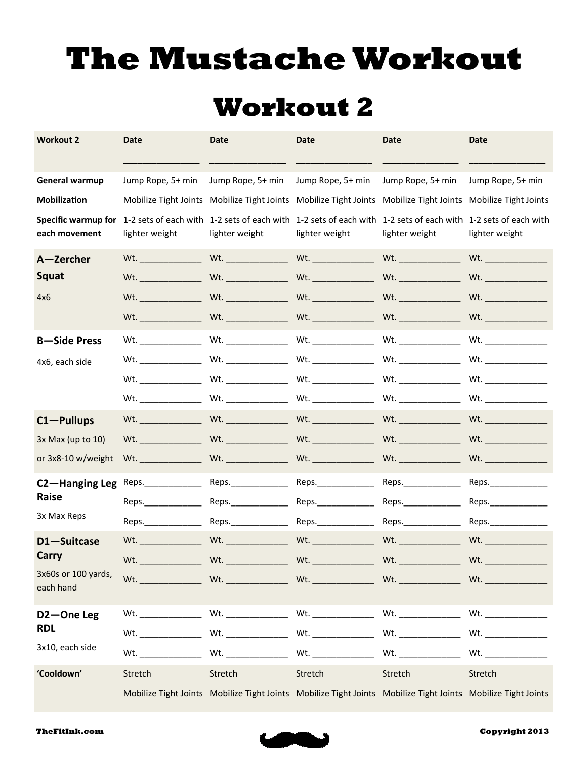# The Mustache Workout

## Workout 2

| Workout 2 | Date ______________ | Date ______________ | Date ______________ | Date ______________ | Date ______________ |
|---|---|---|---|---|---|
| **General warmup** | Jump Rope, 5+ min | Jump Rope, 5+ min | Jump Rope, 5+ min | Jump Rope, 5+ min | Jump Rope, 5+ min |
| **Mobilization** | Mobilize Tight Joints | Mobilize Tight Joints | Mobilize Tight Joints | Mobilize Tight Joints | Mobilize Tight Joints |
| **Specific warmup for each movement** | 1-2 sets of each with lighter weight | 1-2 sets of each with lighter weight | 1-2 sets of each with lighter weight | 1-2 sets of each with lighter weight | 1-2 sets of each with lighter weight |
| **A—Zercher Squat** | Wt. ____________ | Wt. ____________ | Wt. ____________ | Wt. ____________ | Wt. ____________ |
| | Wt. ____________ | Wt. ____________ | Wt. ____________ | Wt. ____________ | Wt. ____________ |
| 4x6 | Wt. ____________ | Wt. ____________ | Wt. ____________ | Wt. ____________ | Wt. ____________ |
| | Wt. ____________ | Wt. ____________ | Wt. ____________ | Wt. ____________ | Wt. ____________ |
| **B—Side Press** | Wt. ____________ | Wt. ____________ | Wt. ____________ | Wt. ____________ | Wt. ____________ |
| 4x6, each side | Wt. ____________ | Wt. ____________ | Wt. ____________ | Wt. ____________ | Wt. ____________ |
| | Wt. ____________ | Wt. ____________ | Wt. ____________ | Wt. ____________ | Wt. ____________ |
| | Wt. ____________ | Wt. ____________ | Wt. ____________ | Wt. ____________ | Wt. ____________ |
| **C1—Pullups** | Wt. ____________ | Wt. ____________ | Wt. ____________ | Wt. ____________ | Wt. ____________ |
| 3x Max (up to 10) | Wt. ____________ | Wt. ____________ | Wt. ____________ | Wt. ____________ | Wt. ____________ |
| or 3x8-10 w/weight | Wt. ____________ | Wt. ____________ | Wt. ____________ | Wt. ____________ | Wt. ____________ |
| **C2—Hanging Leg Raise** | Reps.___________ | Reps.___________ | Reps.___________ | Reps.___________ | Reps.___________ |
| | Reps.___________ | Reps.___________ | Reps.___________ | Reps.___________ | Reps.___________ |
| 3x Max Reps | Reps.___________ | Reps.___________ | Reps.___________ | Reps.___________ | Reps.___________ |
| **D1—Suitcase Carry** | Wt. ____________ | Wt. ____________ | Wt. ____________ | Wt. ____________ | Wt. ____________ |
| | Wt. ____________ | Wt. ____________ | Wt. ____________ | Wt. ____________ | Wt. ____________ |
| 3x60s or 100 yards, each hand | Wt. ____________ | Wt. ____________ | Wt. ____________ | Wt. ____________ | Wt. ____________ |
| **D2—One Leg RDL** | Wt. ____________ | Wt. ____________ | Wt. ____________ | Wt. ____________ | Wt. ____________ |
| | Wt. ____________ | Wt. ____________ | Wt. ____________ | Wt. ____________ | Wt. ____________ |
| 3x10, each side | Wt. ____________ | Wt. ____________ | Wt. ____________ | Wt. ____________ | Wt. ____________ |
| **'Cooldown'** | Stretch | Stretch | Stretch | Stretch | Stretch |
| | Mobilize Tight Joints | Mobilize Tight Joints | Mobilize Tight Joints | Mobilize Tight Joints | Mobilize Tight Joints |

**TheFitInk.com** **Copyright 2013**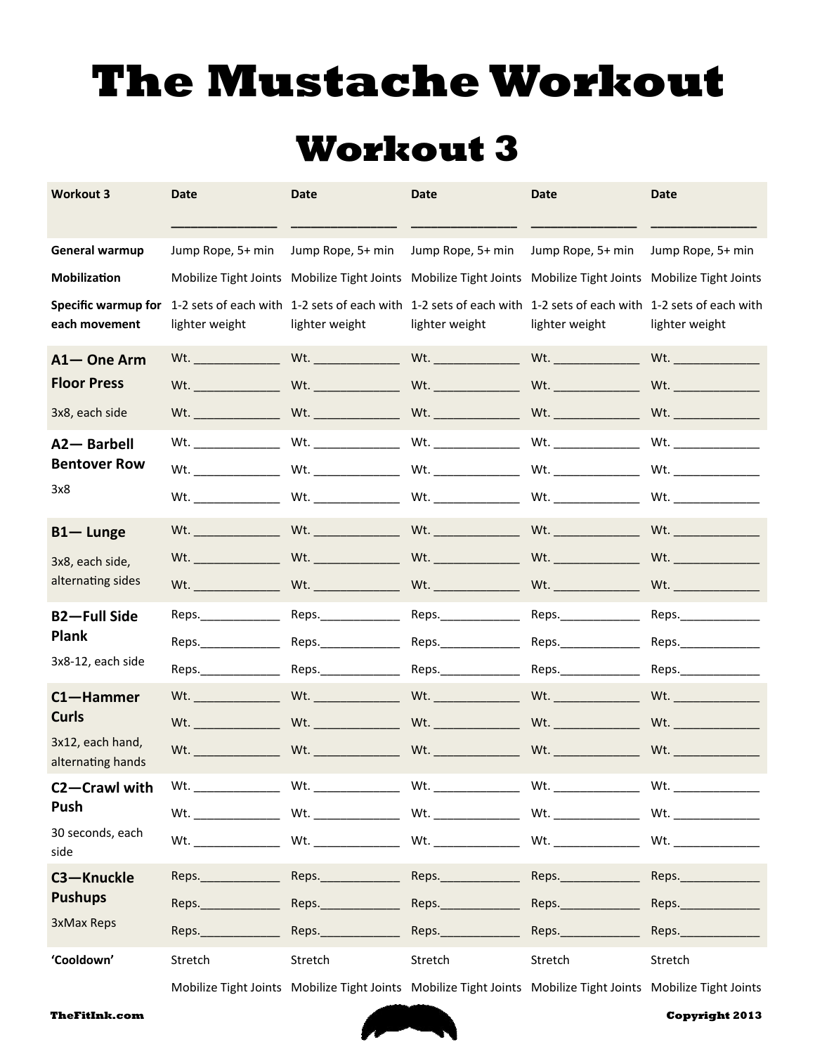# The Mustache Workout

## Workout 3

| Workout 3 | Date ______________ | Date ______________ | Date ______________ | Date ______________ | Date ______________ |
|---|---|---|---|---|---|
| General warmup | Jump Rope, 5+ min | Jump Rope, 5+ min | Jump Rope, 5+ min | Jump Rope, 5+ min | Jump Rope, 5+ min |
| Mobilization | Mobilize Tight Joints | Mobilize Tight Joints | Mobilize Tight Joints | Mobilize Tight Joints | Mobilize Tight Joints |
| Specific warmup for each movement | 1-2 sets of each with lighter weight | 1-2 sets of each with lighter weight | 1-2 sets of each with lighter weight | 1-2 sets of each with lighter weight | 1-2 sets of each with lighter weight |
| **A1— One Arm Floor Press** 3x8, each side | Wt. ____________ Wt. ____________ Wt. ____________ | Wt. ____________ Wt. ____________ Wt. ____________ | Wt. ____________ Wt. ____________ Wt. ____________ | Wt. ____________ Wt. ____________ Wt. ____________ | Wt. ____________ Wt. ____________ Wt. ____________ |
| **A2— Barbell Bentover Row** 3x8 | Wt. ____________ Wt. ____________ Wt. ____________ | Wt. ____________ Wt. ____________ Wt. ____________ | Wt. ____________ Wt. ____________ Wt. ____________ | Wt. ____________ Wt. ____________ Wt. ____________ | Wt. ____________ Wt. ____________ Wt. ____________ |
| **B1— Lunge** 3x8, each side, alternating sides | Wt. ____________ Wt. ____________ Wt. ____________ | Wt. ____________ Wt. ____________ Wt. ____________ | Wt. ____________ Wt. ____________ Wt. ____________ | Wt. ____________ Wt. ____________ Wt. ____________ | Wt. ____________ Wt. ____________ Wt. ____________ |
| **B2—Full Side Plank** 3x8-12, each side | Reps.___________ Reps.___________ Reps.___________ | Reps.___________ Reps.___________ Reps.___________ | Reps.___________ Reps.___________ Reps.___________ | Reps.___________ Reps.___________ Reps.___________ | Reps.___________ Reps.___________ Reps.___________ |
| **C1—Hammer Curls** 3x12, each hand, alternating hands | Wt. ____________ Wt. ____________ Wt. ____________ | Wt. ____________ Wt. ____________ Wt. ____________ | Wt. ____________ Wt. ____________ Wt. ____________ | Wt. ____________ Wt. ____________ Wt. ____________ | Wt. ____________ Wt. ____________ Wt. ____________ |
| **C2—Crawl with Push** 30 seconds, each side | Wt. ____________ Wt. ____________ Wt. ____________ | Wt. ____________ Wt. ____________ Wt. ____________ | Wt. ____________ Wt. ____________ Wt. ____________ | Wt. ____________ Wt. ____________ Wt. ____________ | Wt. ____________ Wt. ____________ Wt. ____________ |
| **C3—Knuckle Pushups** 3xMax Reps | Reps.___________ Reps.___________ Reps.___________ | Reps.___________ Reps.___________ Reps.___________ | Reps.___________ Reps.___________ Reps.___________ | Reps.___________ Reps.___________ Reps.___________ | Reps.___________ Reps.___________ Reps.___________ |
| 'Cooldown' | Stretch Mobilize Tight Joints | Stretch Mobilize Tight Joints | Stretch Mobilize Tight Joints | Stretch Mobilize Tight Joints | Stretch Mobilize Tight Joints |

TheFitInk.com

Copyright 2013